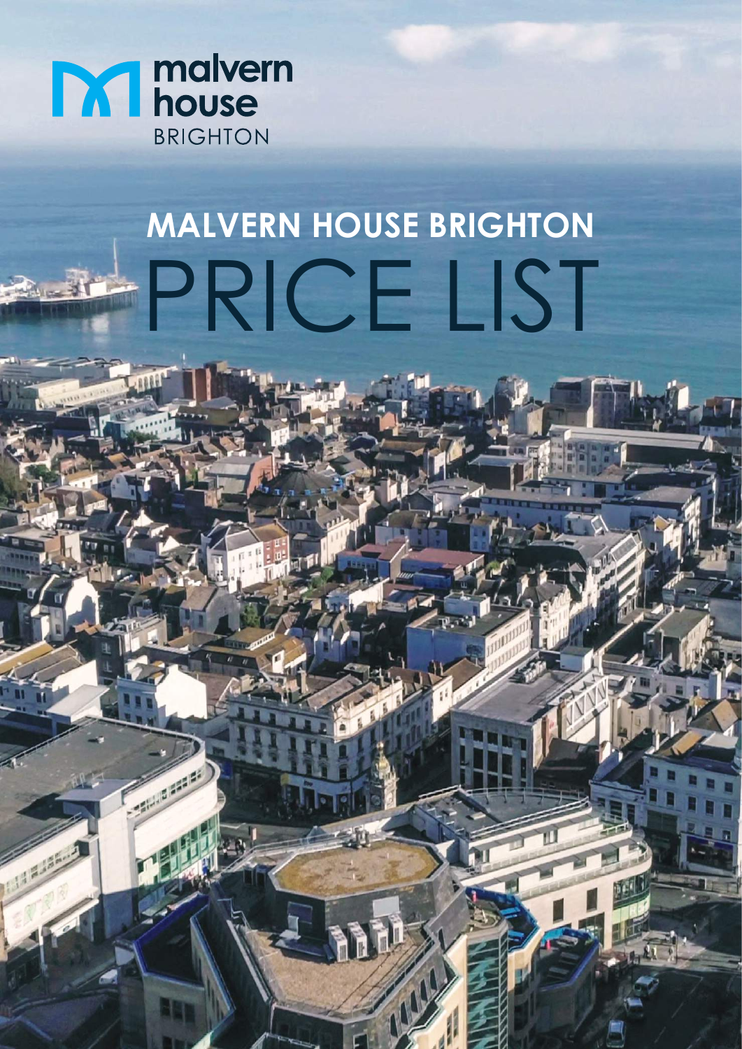malvern house BRIGHTON

# MALVERN HOUSE BRIGHTON PRICE LIST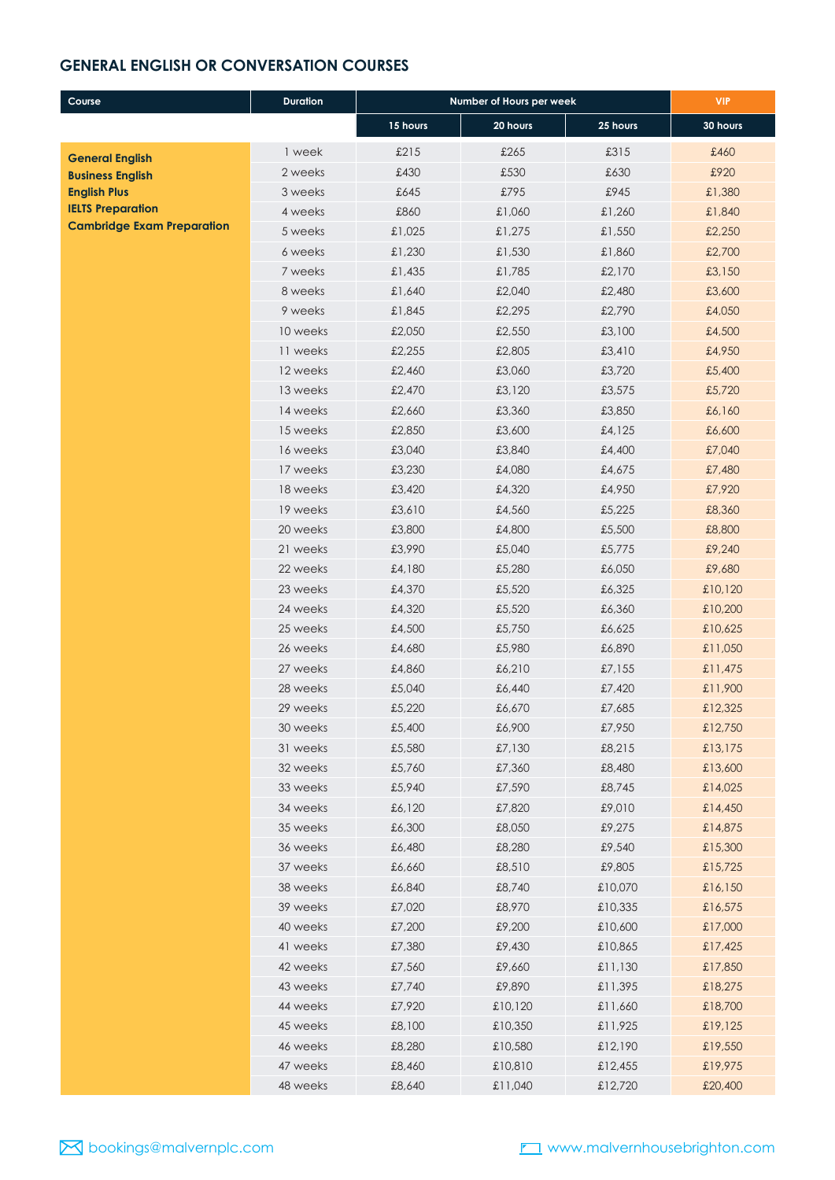## GENERAL ENGLISH OR CONVERSATION COURSES

| Course | Duration | Number of Hours per week | | | VIP |
|---|---|---|---|---|---|
| | | 15 hours | 20 hours | 25 hours | 30 hours |
| **General English**<br>**Business English**<br>**English Plus**<br>**IELTS Preparation**<br>**Cambridge Exam Preparation** | 1 week | £215 | £265 | £315 | £460 |
| | 2 weeks | £430 | £530 | £630 | £920 |
| | 3 weeks | £645 | £795 | £945 | £1,380 |
| | 4 weeks | £860 | £1,060 | £1,260 | £1,840 |
| | 5 weeks | £1,025 | £1,275 | £1,550 | £2,250 |
| | 6 weeks | £1,230 | £1,530 | £1,860 | £2,700 |
| | 7 weeks | £1,435 | £1,785 | £2,170 | £3,150 |
| | 8 weeks | £1,640 | £2,040 | £2,480 | £3,600 |
| | 9 weeks | £1,845 | £2,295 | £2,790 | £4,050 |
| | 10 weeks | £2,050 | £2,550 | £3,100 | £4,500 |
| | 11 weeks | £2,255 | £2,805 | £3,410 | £4,950 |
| | 12 weeks | £2,460 | £3,060 | £3,720 | £5,400 |
| | 13 weeks | £2,470 | £3,120 | £3,575 | £5,720 |
| | 14 weeks | £2,660 | £3,360 | £3,850 | £6,160 |
| | 15 weeks | £2,850 | £3,600 | £4,125 | £6,600 |
| | 16 weeks | £3,040 | £3,840 | £4,400 | £7,040 |
| | 17 weeks | £3,230 | £4,080 | £4,675 | £7,480 |
| | 18 weeks | £3,420 | £4,320 | £4,950 | £7,920 |
| | 19 weeks | £3,610 | £4,560 | £5,225 | £8,360 |
| | 20 weeks | £3,800 | £4,800 | £5,500 | £8,800 |
| | 21 weeks | £3,990 | £5,040 | £5,775 | £9,240 |
| | 22 weeks | £4,180 | £5,280 | £6,050 | £9,680 |
| | 23 weeks | £4,370 | £5,520 | £6,325 | £10,120 |
| | 24 weeks | £4,320 | £5,520 | £6,360 | £10,200 |
| | 25 weeks | £4,500 | £5,750 | £6,625 | £10,625 |
| | 26 weeks | £4,680 | £5,980 | £6,890 | £11,050 |
| | 27 weeks | £4,860 | £6,210 | £7,155 | £11,475 |
| | 28 weeks | £5,040 | £6,440 | £7,420 | £11,900 |
| | 29 weeks | £5,220 | £6,670 | £7,685 | £12,325 |
| | 30 weeks | £5,400 | £6,900 | £7,950 | £12,750 |
| | 31 weeks | £5,580 | £7,130 | £8,215 | £13,175 |
| | 32 weeks | £5,760 | £7,360 | £8,480 | £13,600 |
| | 33 weeks | £5,940 | £7,590 | £8,745 | £14,025 |
| | 34 weeks | £6,120 | £7,820 | £9,010 | £14,450 |
| | 35 weeks | £6,300 | £8,050 | £9,275 | £14,875 |
| | 36 weeks | £6,480 | £8,280 | £9,540 | £15,300 |
| | 37 weeks | £6,660 | £8,510 | £9,805 | £15,725 |
| | 38 weeks | £6,840 | £8,740 | £10,070 | £16,150 |
| | 39 weeks | £7,020 | £8,970 | £10,335 | £16,575 |
| | 40 weeks | £7,200 | £9,200 | £10,600 | £17,000 |
| | 41 weeks | £7,380 | £9,430 | £10,865 | £17,425 |
| | 42 weeks | £7,560 | £9,660 | £11,130 | £17,850 |
| | 43 weeks | £7,740 | £9,890 | £11,395 | £18,275 |
| | 44 weeks | £7,920 | £10,120 | £11,660 | £18,700 |
| | 45 weeks | £8,100 | £10,350 | £11,925 | £19,125 |
| | 46 weeks | £8,280 | £10,580 | £12,190 | £19,550 |
| | 47 weeks | £8,460 | £10,810 | £12,455 | £19,975 |
| | 48 weeks | £8,640 | £11,040 | £12,720 | £20,400 |

bookings@malvernplc.com www.malvernhousebrighton.com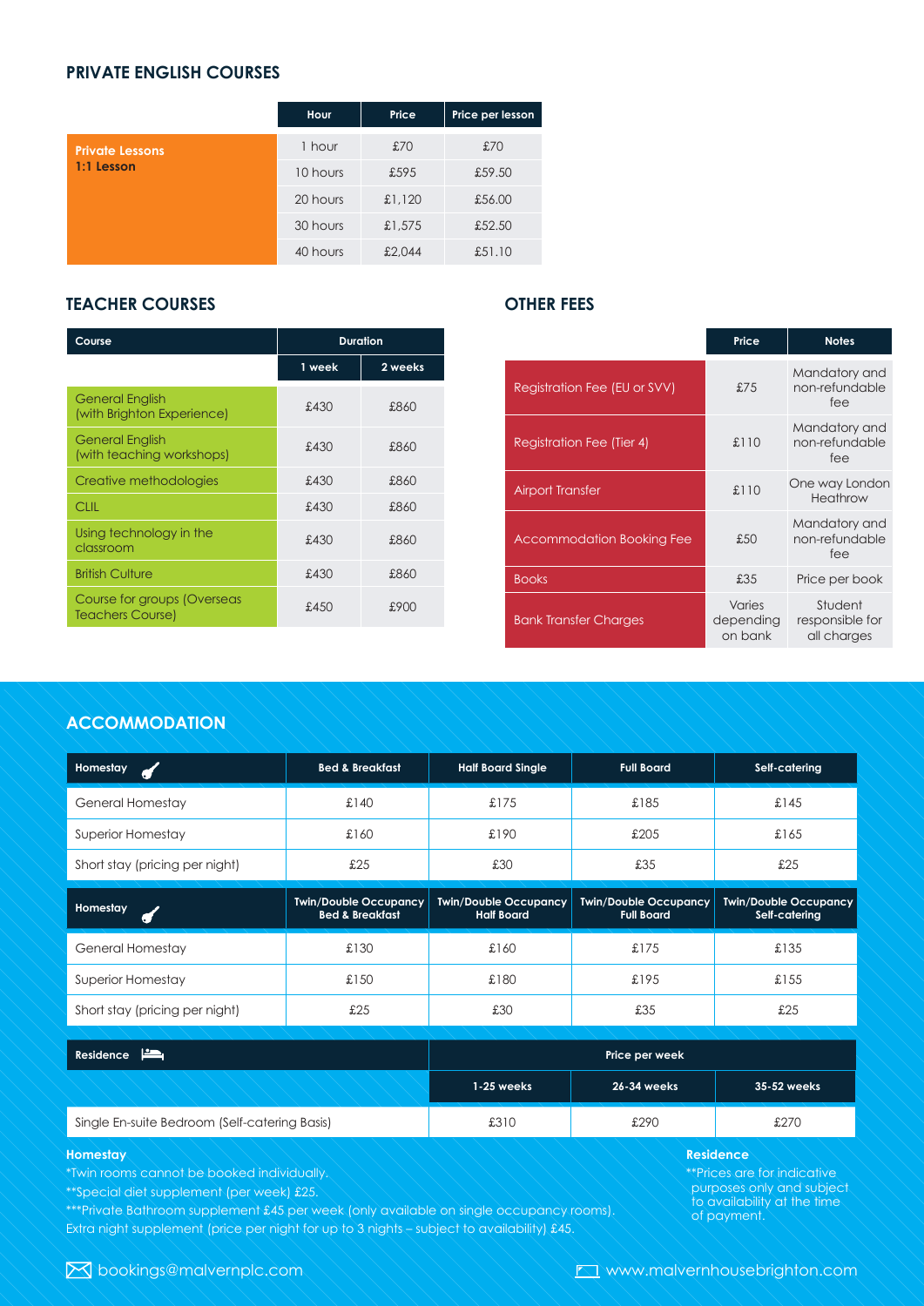## PRIVATE ENGLISH COURSES

| | Hour | Price | Price per lesson |
|---|---|---|---|
| **Private Lessons 1:1 Lesson** | 1 hour | £70 | £70 |
| | 10 hours | £595 | £59.50 |
| | 20 hours | £1,120 | £56.00 |
| | 30 hours | £1,575 | £52.50 |
| | 40 hours | £2,044 | £51.10 |

## TEACHER COURSES

| Course | Duration | |
|---|---|---|
| | 1 week | 2 weeks |
| General English (with Brighton Experience) | £430 | £860 |
| General English (with teaching workshops) | £430 | £860 |
| Creative methodologies | £430 | £860 |
| CLIL | £430 | £860 |
| Using technology in the classroom | £430 | £860 |
| British Culture | £430 | £860 |
| Course for groups (Overseas Teachers Course) | £450 | £900 |

## OTHER FEES

| | Price | Notes |
|---|---|---|
| Registration Fee (EU or SVV) | £75 | Mandatory and non-refundable fee |
| Registration Fee (Tier 4) | £110 | Mandatory and non-refundable fee |
| Airport Transfer | £110 | One way London Heathrow |
| Accommodation Booking Fee | £50 | Mandatory and non-refundable fee |
| Books | £35 | Price per book |
| Bank Transfer Charges | Varies depending on bank | Student responsible for all charges |

## ACCOMMODATION

| Homestay | Bed & Breakfast | Half Board Single | Full Board | Self-catering |
|---|---|---|---|---|
| General Homestay | £140 | £175 | £185 | £145 |
| Superior Homestay | £160 | £190 | £205 | £165 |
| Short stay (pricing per night) | £25 | £30 | £35 | £25 |

| Homestay | Twin/Double Occupancy Bed & Breakfast | Twin/Double Occupancy Half Board | Twin/Double Occupancy Full Board | Twin/Double Occupancy Self-catering |
|---|---|---|---|---|
| General Homestay | £130 | £160 | £175 | £135 |
| Superior Homestay | £150 | £180 | £195 | £155 |
| Short stay (pricing per night) | £25 | £30 | £35 | £25 |

| Residence | Price per week | | |
|---|---|---|---|
| | 1-25 weeks | 26-34 weeks | 35-52 weeks |
| Single En-suite Bedroom (Self-catering Basis) | £310 | £290 | £270 |

**Homestay**

*Twin rooms cannot be booked individually.
**Special diet supplement (per week) £25.
***Private Bathroom supplement £45 per week (only available on single occupancy rooms).
Extra night supplement (price per night for up to 3 nights – subject to availability) £45.

**Residence**

**Prices are for indicative purposes only and subject to availability at the time of payment.

bookings@malvernplc.com

www.malvernhousebrighton.com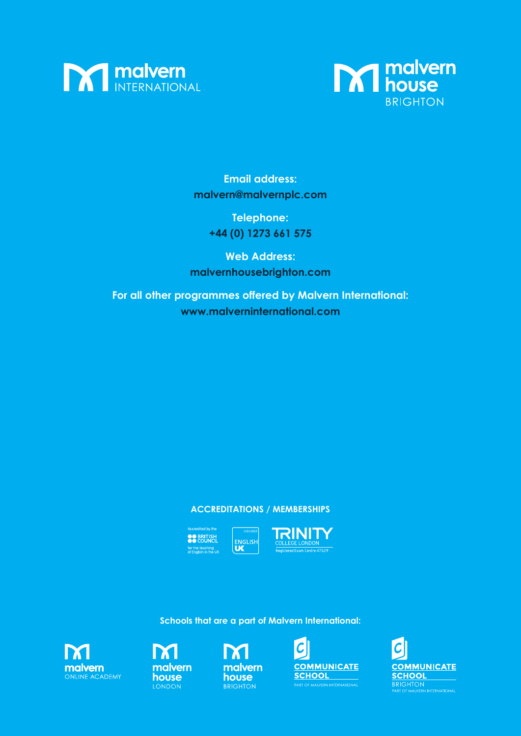malvern INTERNATIONAL

malvern house BRIGHTON

**Email address:**
**malvern@malvernplc.com**

**Telephone:**
**+44 (0) 1273 661 575**

**Web Address:**
**malvernhousebrighton.com**

**For all other programmes offered by Malvern International:**
**www.malverninternational.com**

**ACCREDITATIONS / MEMBERSHIPS**

Accredited by the BRITISH COUNCIL for the teaching of English in the UK

MEMBER ENGLISH UK

TRINITY COLLEGE LONDON
Registered Exam Centre 47529

**Schools that are a part of Malvern International:**

malvern ONLINE ACADEMY

malvern house LONDON

malvern house BRIGHTON

COMMUNICATE SCHOOL
PART OF MALVERN INTERNATIONAL

COMMUNICATE SCHOOL BRIGHTON
PART OF MALVERN INTERNATIONAL